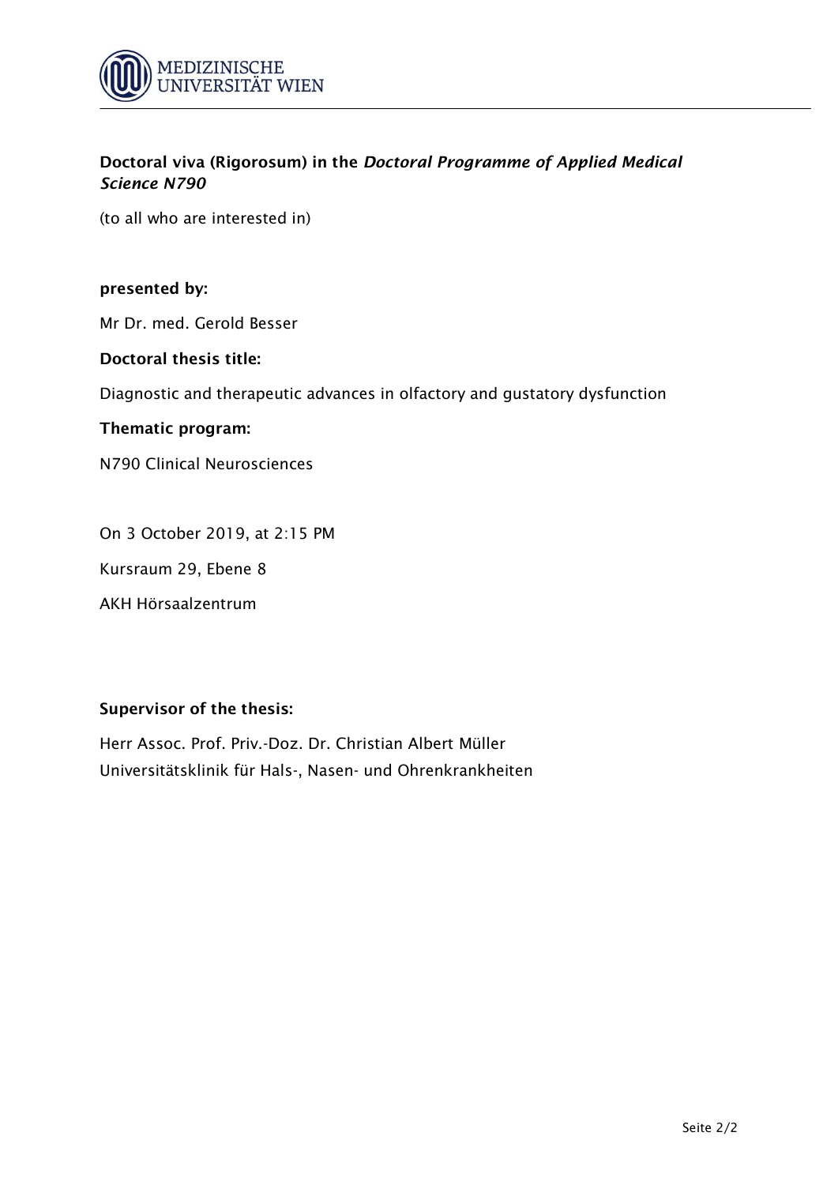**Doctoral viva (Rigorosum) in the *Doctoral Programme of Applied Medical Science N790***

(to all who are interested in)

**presented by:**

Mr Dr. med. Gerold Besser

**Doctoral thesis title:**

Diagnostic and therapeutic advances in olfactory and gustatory dysfunction

**Thematic program:**

N790 Clinical Neurosciences

On 3 October 2019, at 2:15 PM

Kursraum 29, Ebene 8

AKH Hörsaalzentrum

**Supervisor of the thesis:**

Herr Assoc. Prof. Priv.-Doz. Dr. Christian Albert Müller
Universitätsklinik für Hals-, Nasen- und Ohrenkrankheiten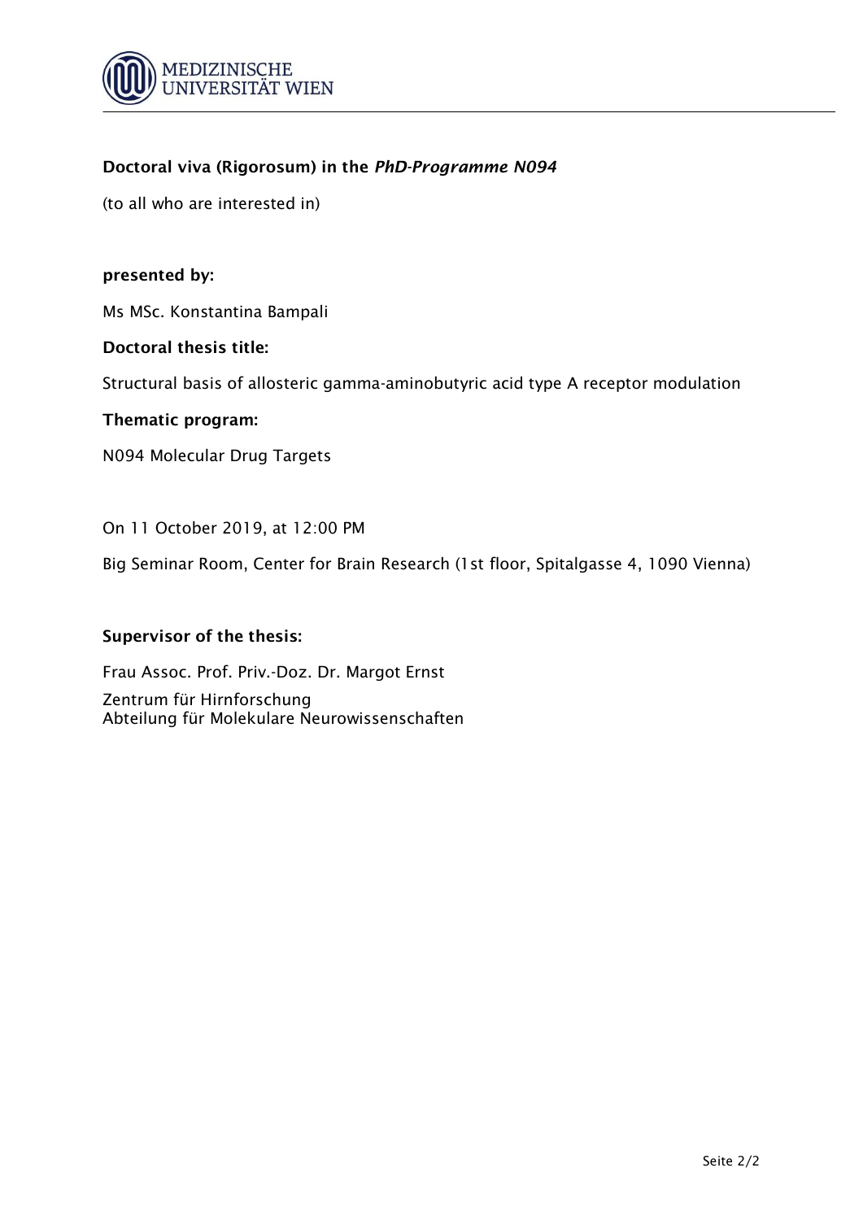**Doctoral viva (Rigorosum) in the *PhD-Programme N094***

(to all who are interested in)

**presented by:**

Ms MSc. Konstantina Bampali

**Doctoral thesis title:**

Structural basis of allosteric gamma-aminobutyric acid type A receptor modulation

**Thematic program:**

N094 Molecular Drug Targets

On 11 October 2019, at 12:00 PM

Big Seminar Room, Center for Brain Research (1st floor, Spitalgasse 4, 1090 Vienna)

**Supervisor of the thesis:**

Frau Assoc. Prof. Priv.-Doz. Dr. Margot Ernst

Zentrum für Hirnforschung
Abteilung für Molekulare Neurowissenschaften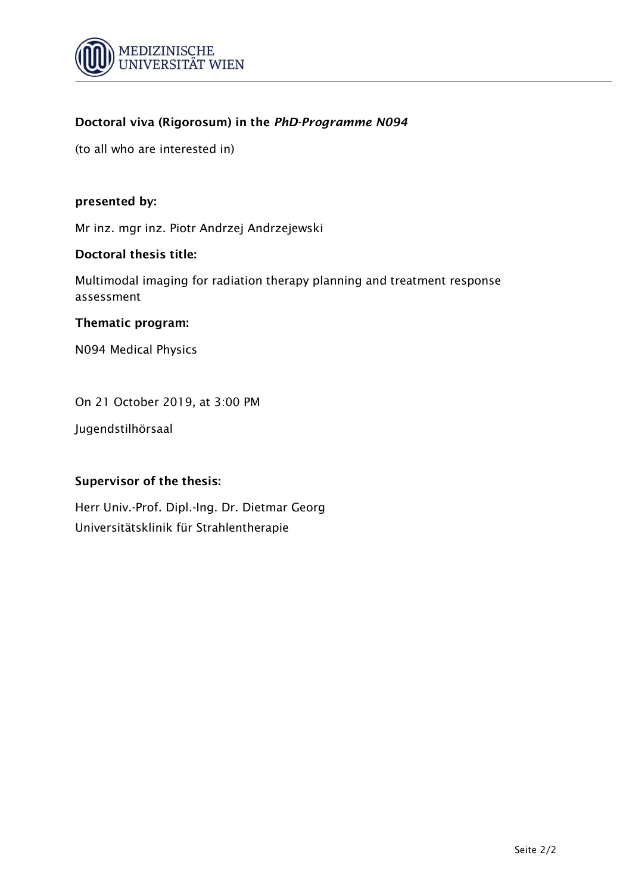**Doctoral viva (Rigorosum) in the *PhD-Programme N094***

(to all who are interested in)

**presented by:**

Mr inz. mgr inz. Piotr Andrzej Andrzejewski

**Doctoral thesis title:**

Multimodal imaging for radiation therapy planning and treatment response assessment

**Thematic program:**

N094 Medical Physics

On 21 October 2019, at 3:00 PM

Jugendstilhörsaal

**Supervisor of the thesis:**

Herr Univ.-Prof. Dipl.-Ing. Dr. Dietmar Georg
Universitätsklinik für Strahlentherapie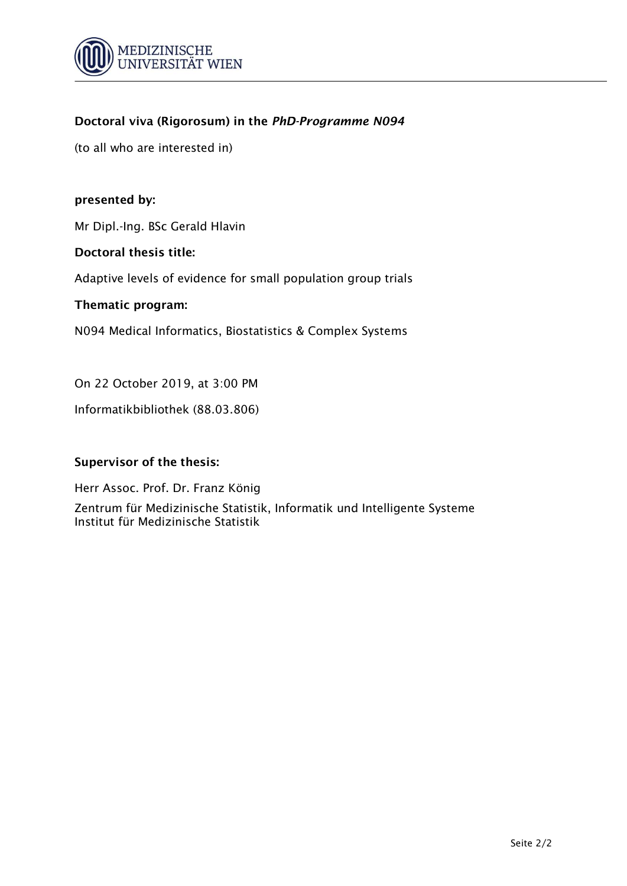**Doctoral viva (Rigorosum) in the *PhD-Programme N094***

(to all who are interested in)

**presented by:**

Mr Dipl.-Ing. BSc Gerald Hlavin

**Doctoral thesis title:**

Adaptive levels of evidence for small population group trials

**Thematic program:**

N094 Medical Informatics, Biostatistics & Complex Systems

On 22 October 2019, at 3:00 PM

Informatikbibliothek (88.03.806)

**Supervisor of the thesis:**

Herr Assoc. Prof. Dr. Franz König

Zentrum für Medizinische Statistik, Informatik und Intelligente Systeme
Institut für Medizinische Statistik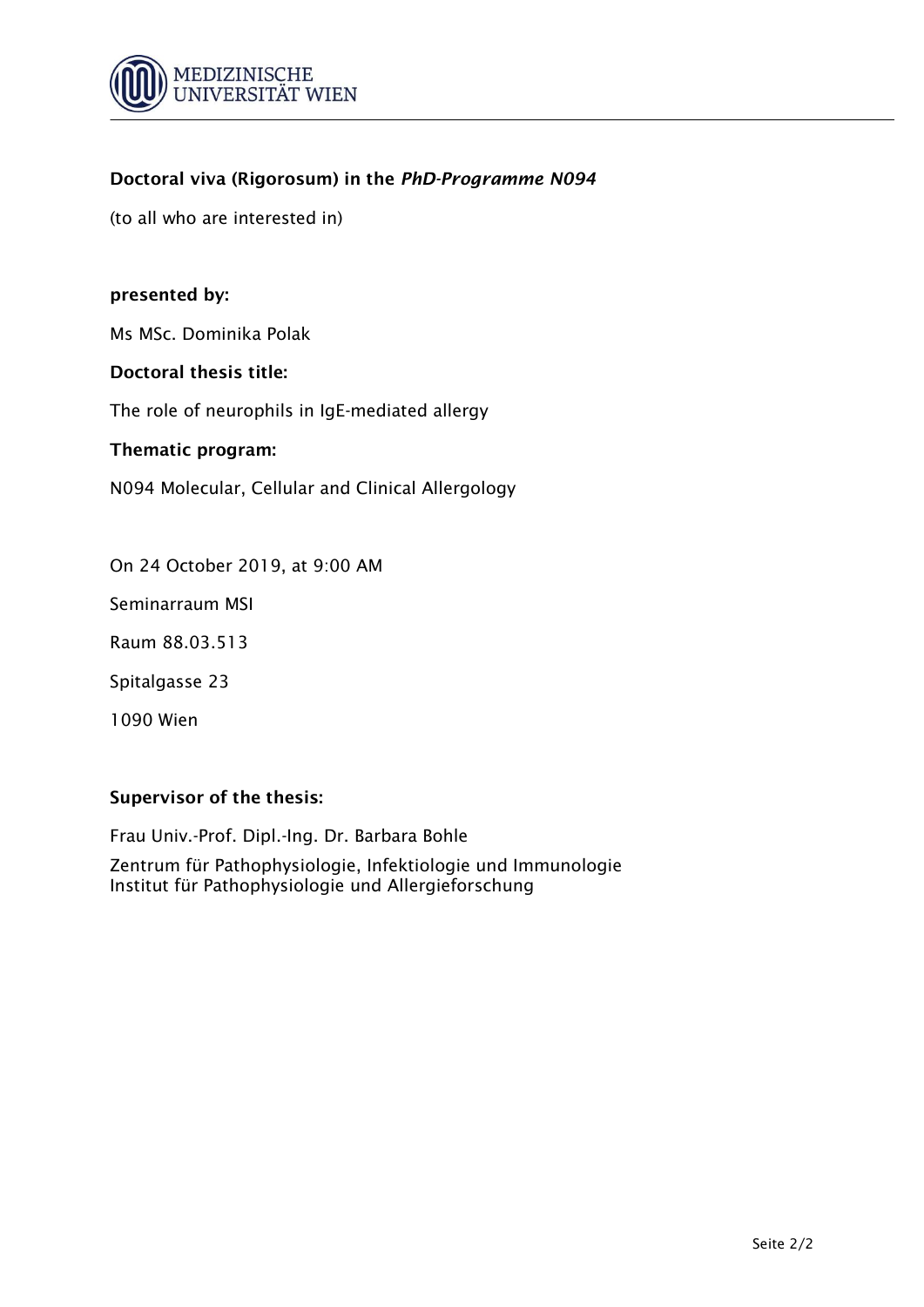**Doctoral viva (Rigorosum) in the *PhD-Programme N094***

(to all who are interested in)

**presented by:**

Ms MSc. Dominika Polak

**Doctoral thesis title:**

The role of neurophils in IgE-mediated allergy

**Thematic program:**

N094 Molecular, Cellular and Clinical Allergology

On 24 October 2019, at 9:00 AM

Seminarraum MSI

Raum 88.03.513

Spitalgasse 23

1090 Wien

**Supervisor of the thesis:**

Frau Univ.-Prof. Dipl.-Ing. Dr. Barbara Bohle

Zentrum für Pathophysiologie, Infektiologie und Immunologie
Institut für Pathophysiologie und Allergieforschung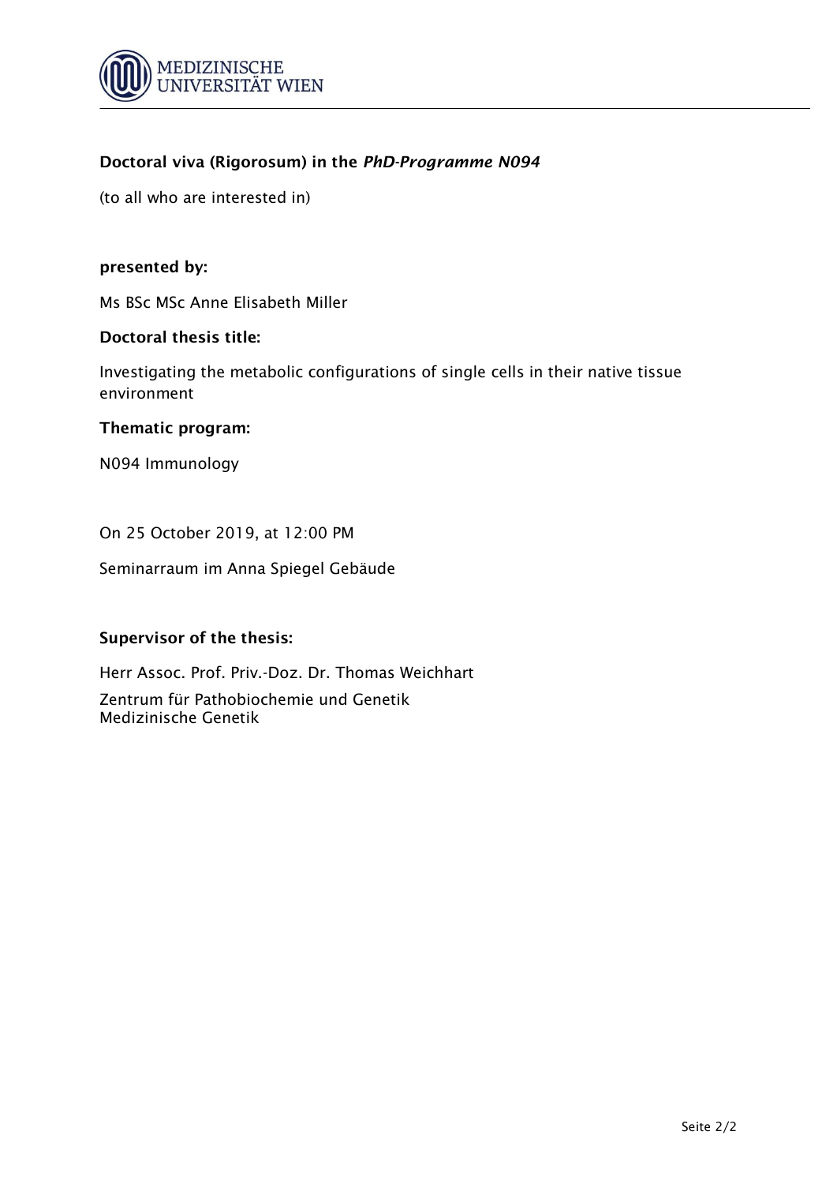**Doctoral viva (Rigorosum) in the *PhD-Programme N094***

(to all who are interested in)

**presented by:**

Ms BSc MSc Anne Elisabeth Miller

**Doctoral thesis title:**

Investigating the metabolic configurations of single cells in their native tissue environment

**Thematic program:**

N094 Immunology

On 25 October 2019, at 12:00 PM

Seminarraum im Anna Spiegel Gebäude

**Supervisor of the thesis:**

Herr Assoc. Prof. Priv.-Doz. Dr. Thomas Weichhart

Zentrum für Pathobiochemie und Genetik
Medizinische Genetik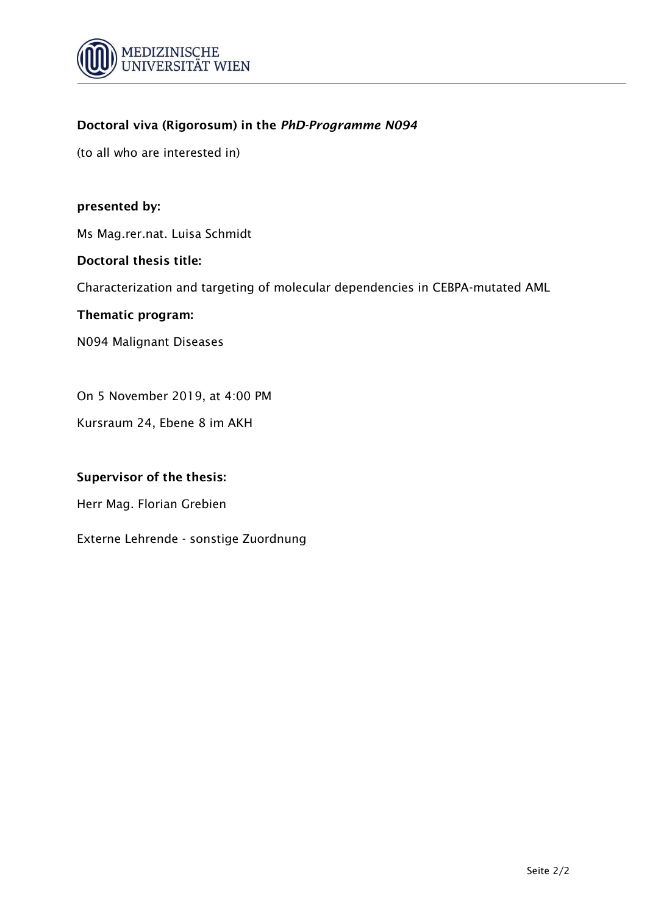**Doctoral viva (Rigorosum) in the *PhD-Programme N094***

(to all who are interested in)

**presented by:**

Ms Mag.rer.nat. Luisa Schmidt

**Doctoral thesis title:**

Characterization and targeting of molecular dependencies in CEBPA-mutated AML

**Thematic program:**

N094 Malignant Diseases

On 5 November 2019, at 4:00 PM

Kursraum 24, Ebene 8 im AKH

**Supervisor of the thesis:**

Herr Mag. Florian Grebien

Externe Lehrende - sonstige Zuordnung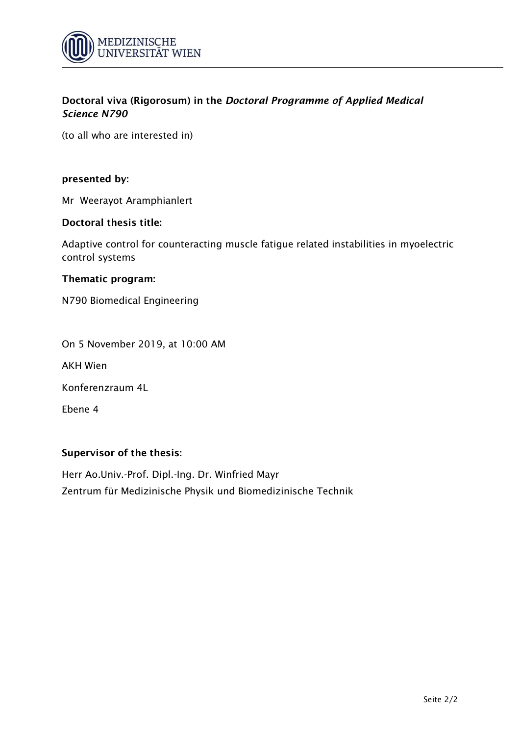**Doctoral viva (Rigorosum) in the *Doctoral Programme of Applied Medical Science N790***

(to all who are interested in)

**presented by:**

Mr Weerayot Aramphianlert

**Doctoral thesis title:**

Adaptive control for counteracting muscle fatigue related instabilities in myoelectric control systems

**Thematic program:**

N790 Biomedical Engineering

On 5 November 2019, at 10:00 AM

AKH Wien

Konferenzraum 4L

Ebene 4

**Supervisor of the thesis:**

Herr Ao.Univ.-Prof. Dipl.-Ing. Dr. Winfried Mayr
Zentrum für Medizinische Physik und Biomedizinische Technik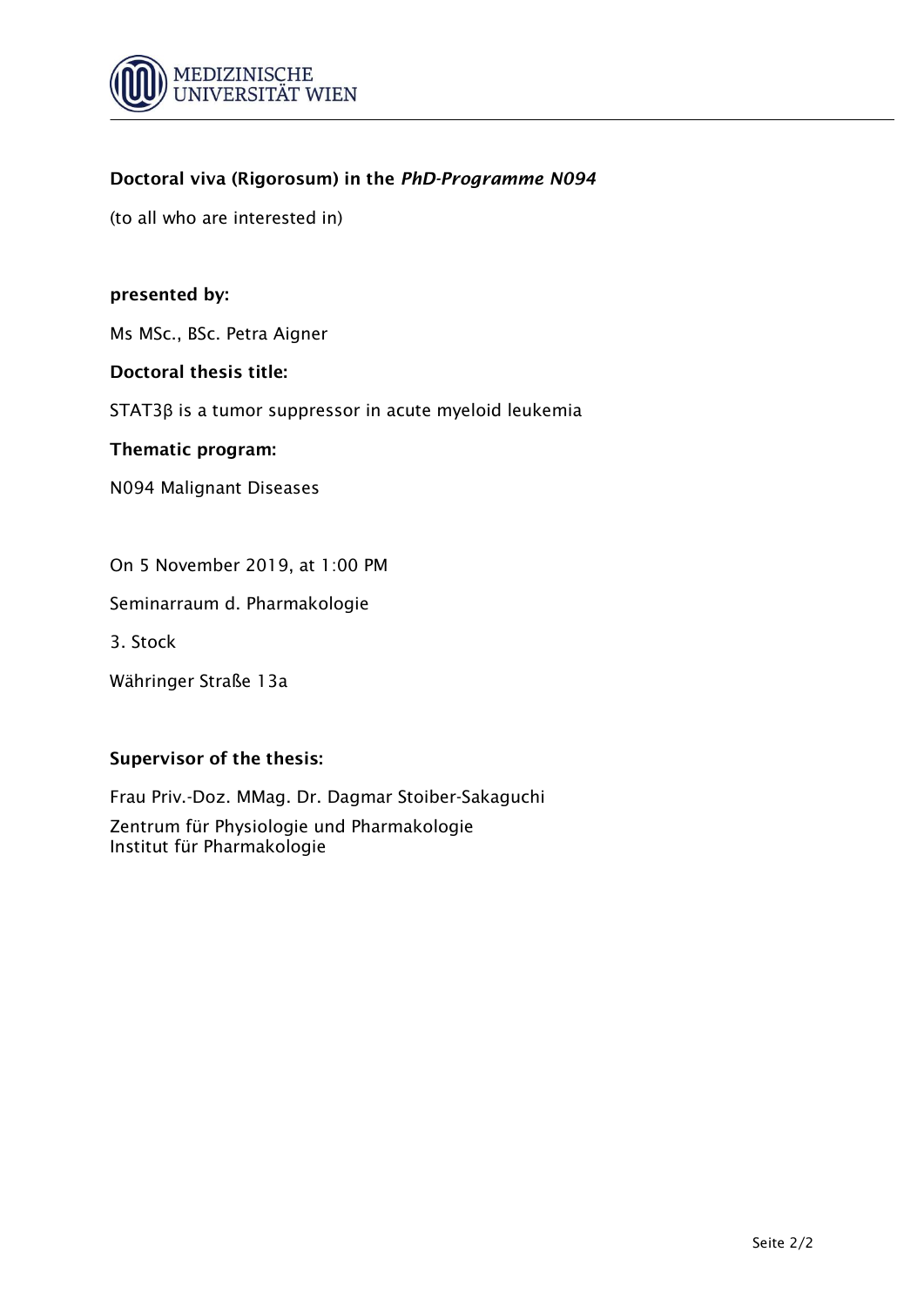**Doctoral viva (Rigorosum) in the *PhD-Programme N094***

(to all who are interested in)

**presented by:**

Ms MSc., BSc. Petra Aigner

**Doctoral thesis title:**

STAT3β is a tumor suppressor in acute myeloid leukemia

**Thematic program:**

N094 Malignant Diseases

On 5 November 2019, at 1:00 PM

Seminarraum d. Pharmakologie

3. Stock

Währinger Straße 13a

**Supervisor of the thesis:**

Frau Priv.-Doz. MMag. Dr. Dagmar Stoiber-Sakaguchi

Zentrum für Physiologie und Pharmakologie
Institut für Pharmakologie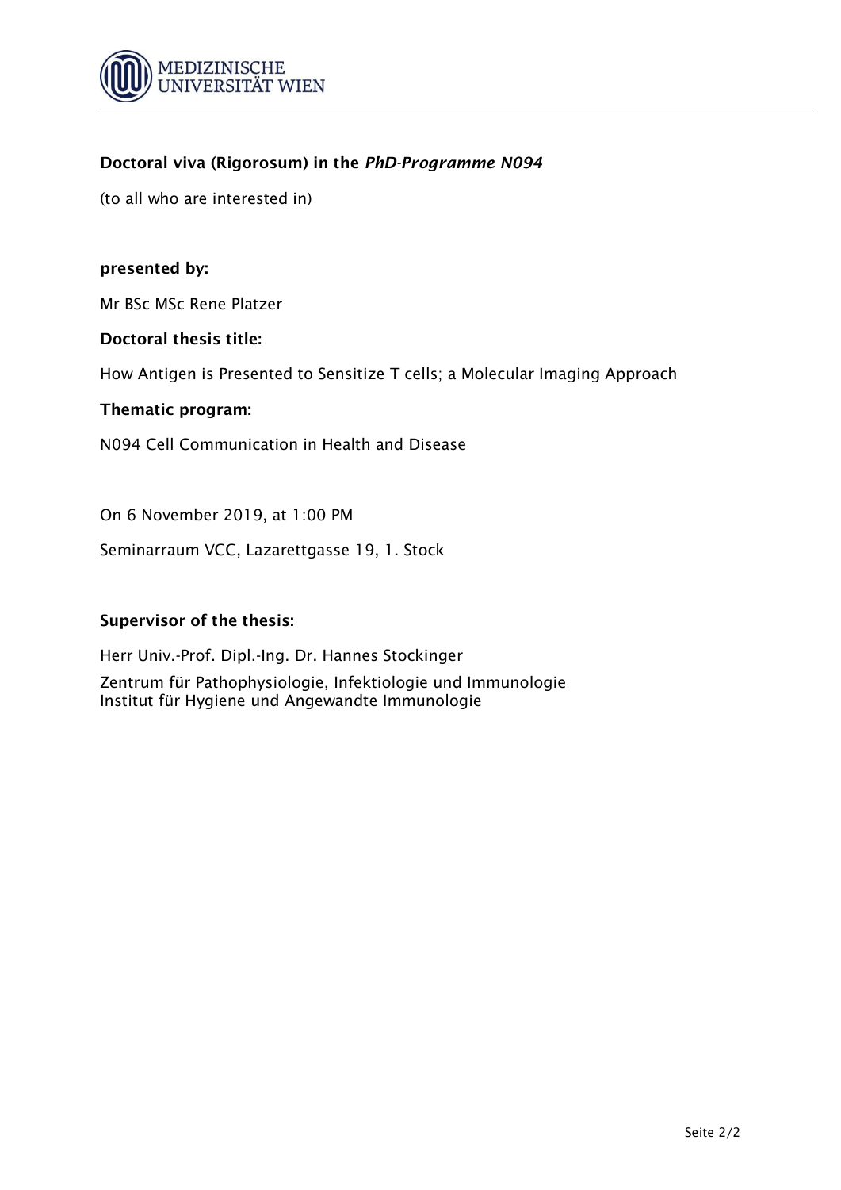**Doctoral viva (Rigorosum) in the *PhD-Programme N094***

(to all who are interested in)

**presented by:**

Mr BSc MSc Rene Platzer

**Doctoral thesis title:**

How Antigen is Presented to Sensitize T cells; a Molecular Imaging Approach

**Thematic program:**

N094 Cell Communication in Health and Disease

On 6 November 2019, at 1:00 PM

Seminarraum VCC, Lazarettgasse 19, 1. Stock

**Supervisor of the thesis:**

Herr Univ.-Prof. Dipl.-Ing. Dr. Hannes Stockinger

Zentrum für Pathophysiologie, Infektiologie und Immunologie
Institut für Hygiene und Angewandte Immunologie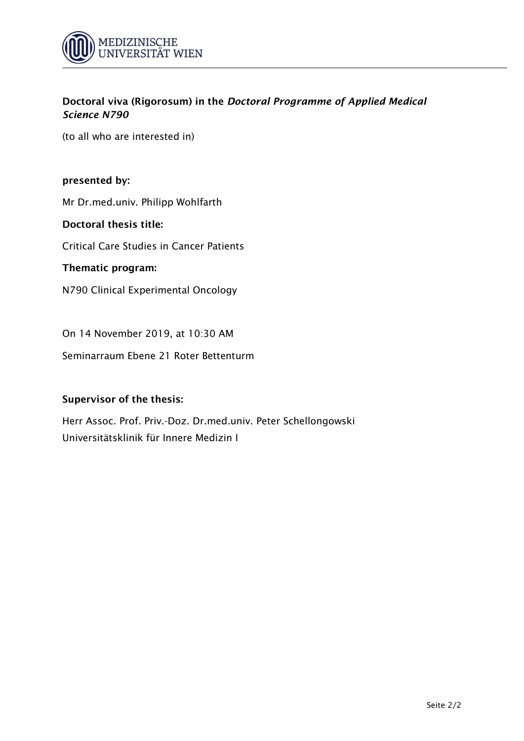**Doctoral viva (Rigorosum) in the *Doctoral Programme of Applied Medical Science N790***

(to all who are interested in)

**presented by:**

Mr Dr.med.univ. Philipp Wohlfarth

**Doctoral thesis title:**

Critical Care Studies in Cancer Patients

**Thematic program:**

N790 Clinical Experimental Oncology

On 14 November 2019, at 10:30 AM

Seminarraum Ebene 21 Roter Bettenturm

**Supervisor of the thesis:**

Herr Assoc. Prof. Priv.-Doz. Dr.med.univ. Peter Schellongowski
Universitätsklinik für Innere Medizin I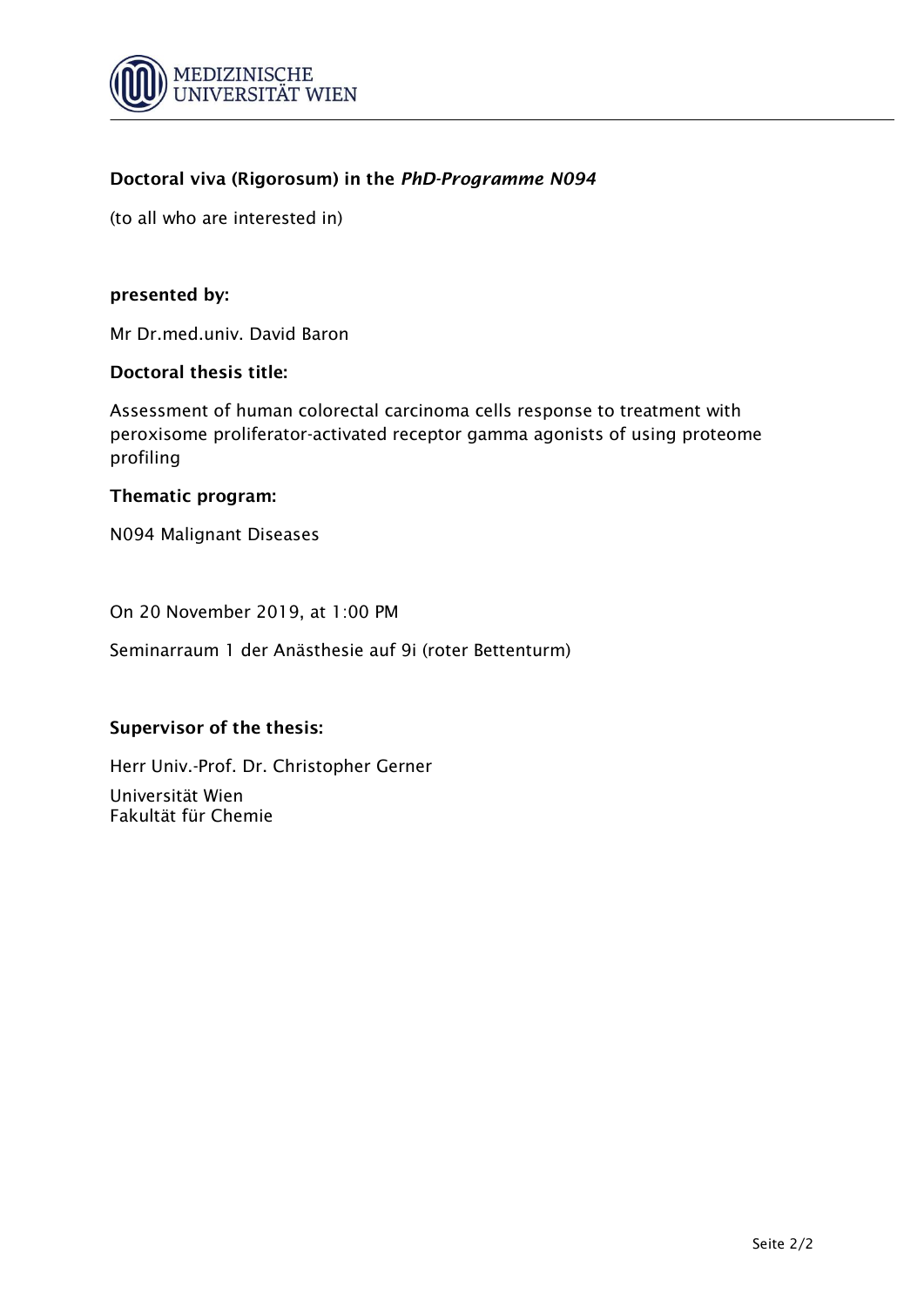**Doctoral viva (Rigorosum) in the *PhD-Programme N094***

(to all who are interested in)

**presented by:**

Mr Dr.med.univ. David Baron

**Doctoral thesis title:**

Assessment of human colorectal carcinoma cells response to treatment with peroxisome proliferator-activated receptor gamma agonists of using proteome profiling

**Thematic program:**

N094 Malignant Diseases

On 20 November 2019, at 1:00 PM

Seminarraum 1 der Anästhesie auf 9i (roter Bettenturm)

**Supervisor of the thesis:**

Herr Univ.-Prof. Dr. Christopher Gerner

Universität Wien
Fakultät für Chemie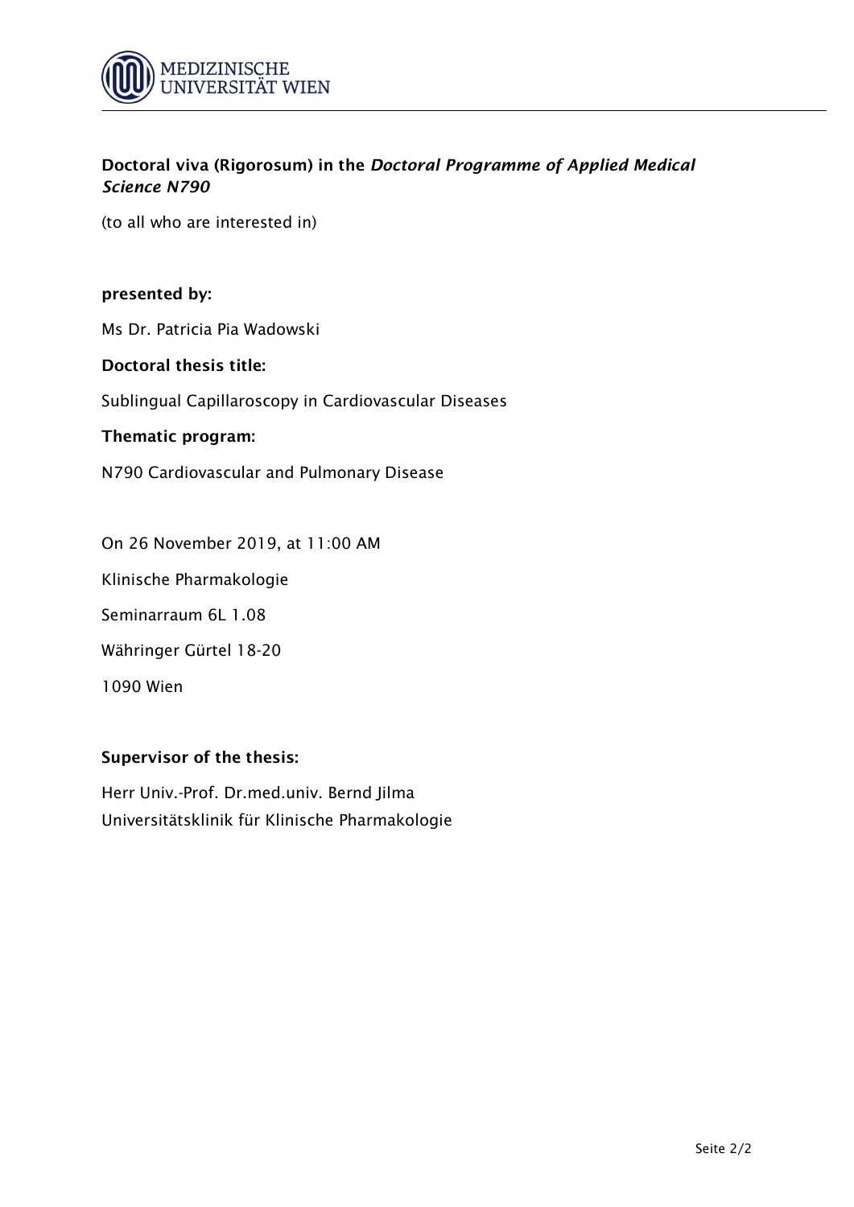**Doctoral viva (Rigorosum) in the *Doctoral Programme of Applied Medical Science N790***

(to all who are interested in)

**presented by:**

Ms Dr. Patricia Pia Wadowski

**Doctoral thesis title:**

Sublingual Capillaroscopy in Cardiovascular Diseases

**Thematic program:**

N790 Cardiovascular and Pulmonary Disease

On 26 November 2019, at 11:00 AM

Klinische Pharmakologie

Seminarraum 6L 1.08

Währinger Gürtel 18-20

1090 Wien

**Supervisor of the thesis:**

Herr Univ.-Prof. Dr.med.univ. Bernd Jilma
Universitätsklinik für Klinische Pharmakologie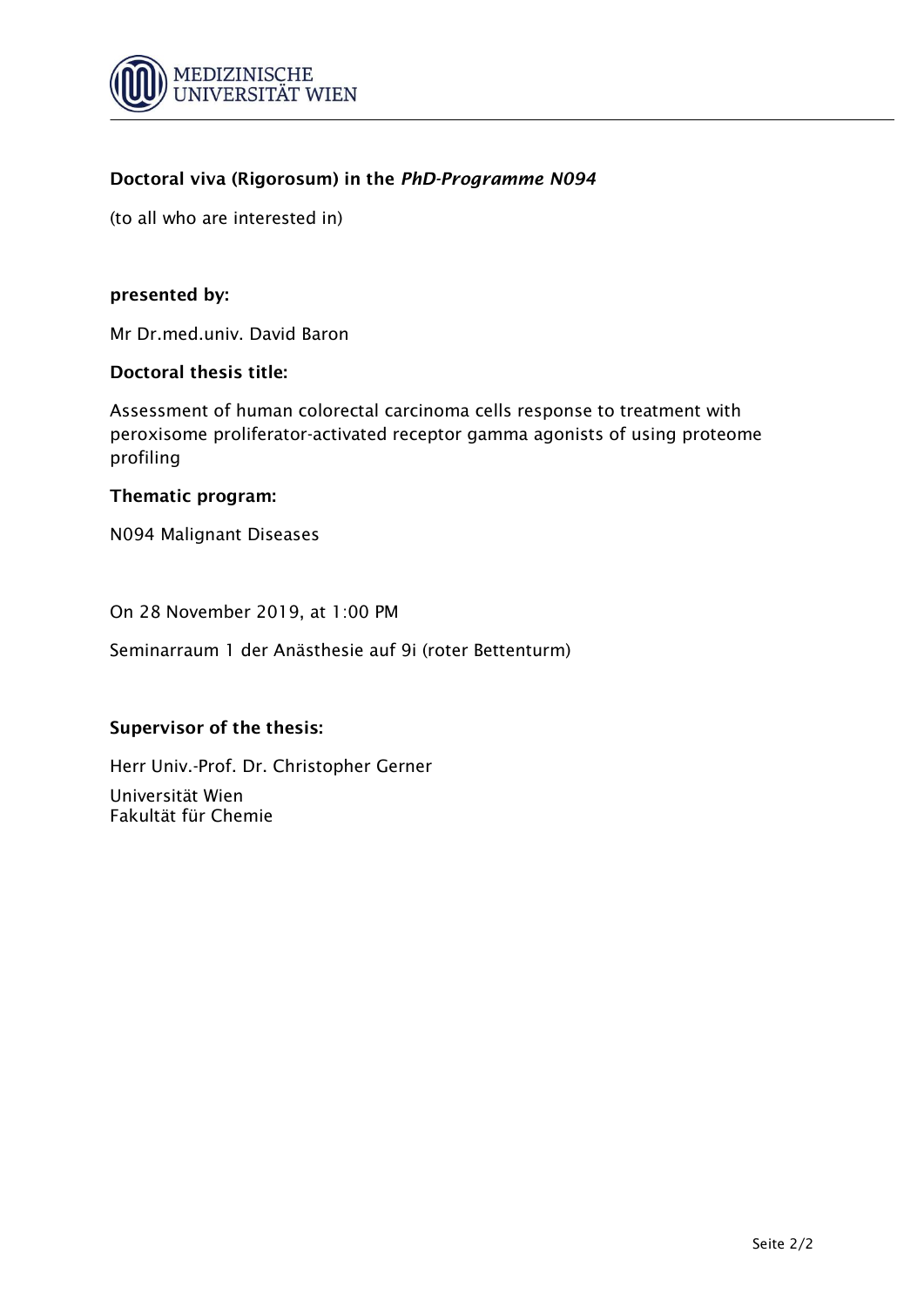MEDIZINISCHE UNIVERSITÄT WIEN

**Doctoral viva (Rigorosum) in the *PhD-Programme N094***

(to all who are interested in)

**presented by:**

Mr Dr.med.univ. David Baron

**Doctoral thesis title:**

Assessment of human colorectal carcinoma cells response to treatment with peroxisome proliferator-activated receptor gamma agonists of using proteome profiling

**Thematic program:**

N094 Malignant Diseases

On 28 November 2019, at 1:00 PM

Seminarraum 1 der Anästhesie auf 9i (roter Bettenturm)

**Supervisor of the thesis:**

Herr Univ.-Prof. Dr. Christopher Gerner

Universität Wien
Fakultät für Chemie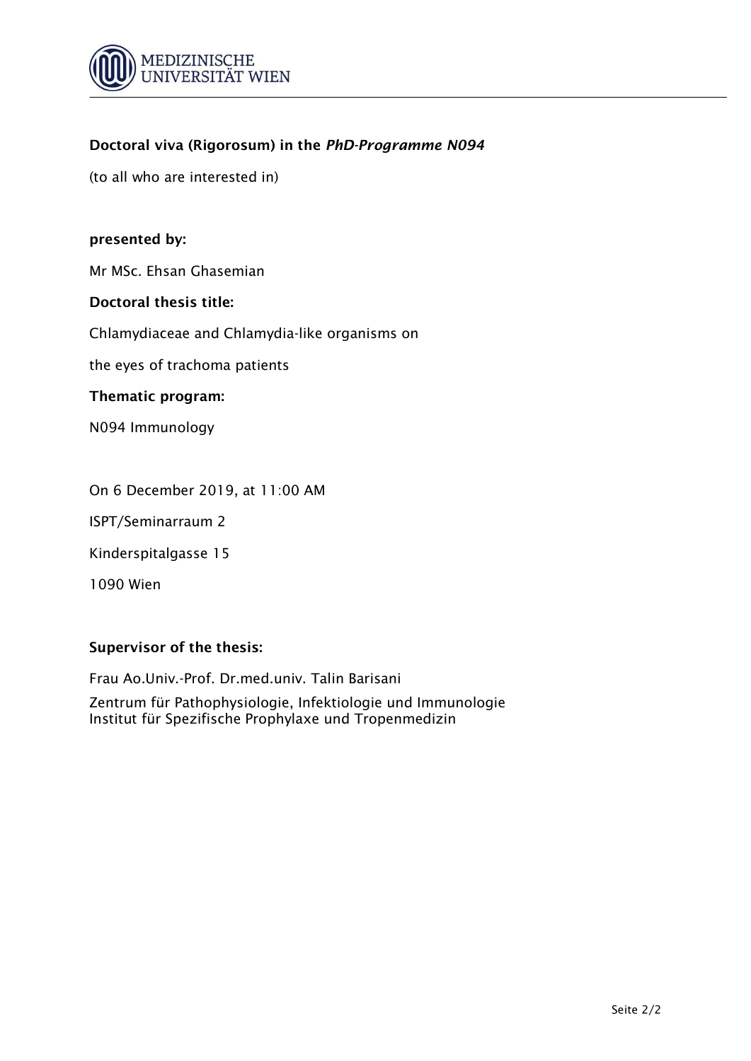**Doctoral viva (Rigorosum) in the *PhD-Programme N094***

(to all who are interested in)

**presented by:**

Mr MSc. Ehsan Ghasemian

**Doctoral thesis title:**

Chlamydiaceae and Chlamydia-like organisms on

the eyes of trachoma patients

**Thematic program:**

N094 Immunology

On 6 December 2019, at 11:00 AM

ISPT/Seminarraum 2

Kinderspitalgasse 15

1090 Wien

**Supervisor of the thesis:**

Frau Ao.Univ.-Prof. Dr.med.univ. Talin Barisani

Zentrum für Pathophysiologie, Infektiologie und Immunologie
Institut für Spezifische Prophylaxe und Tropenmedizin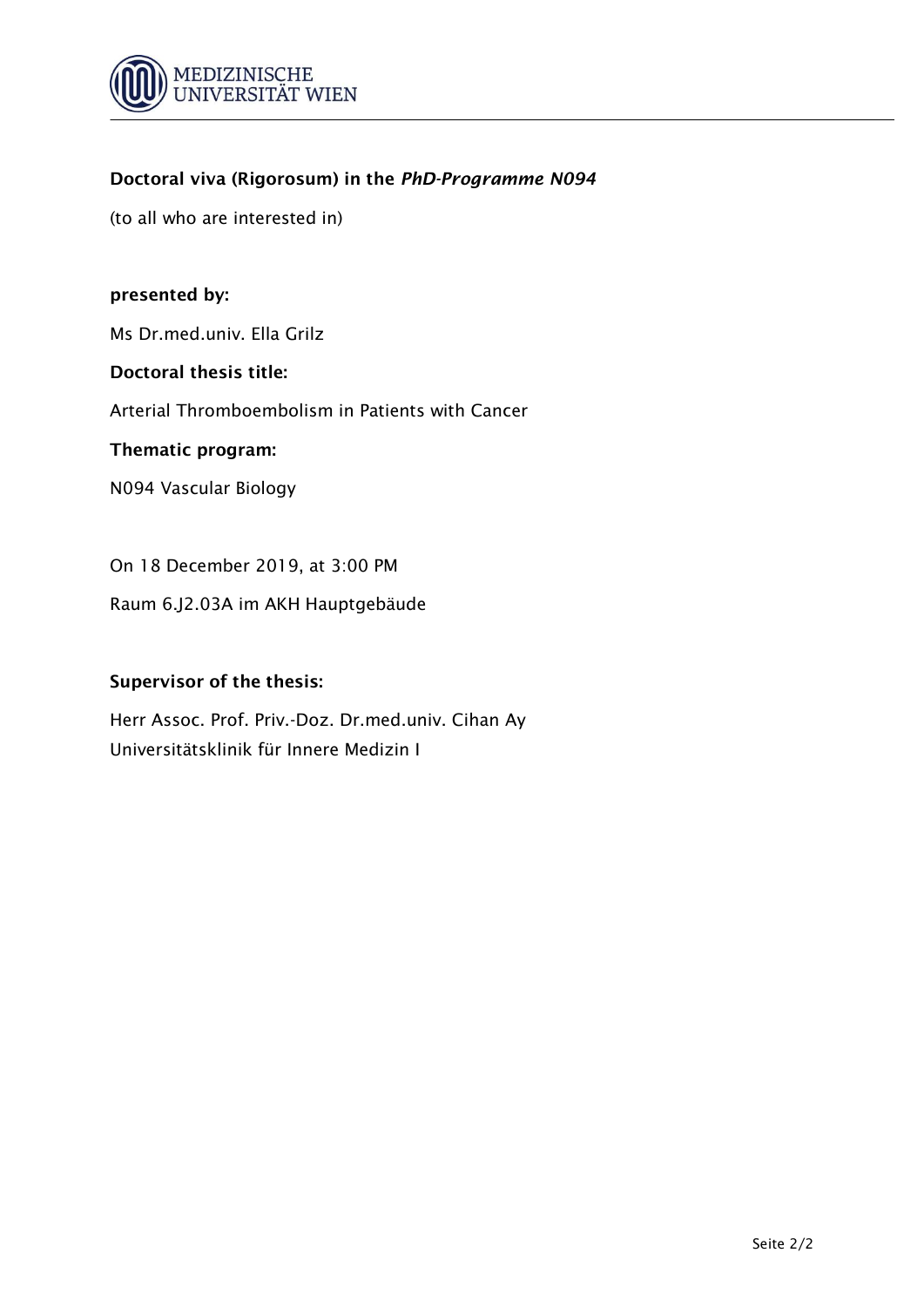**Doctoral viva (Rigorosum) in the *PhD-Programme N094***

(to all who are interested in)

**presented by:**

Ms Dr.med.univ. Ella Grilz

**Doctoral thesis title:**

Arterial Thromboembolism in Patients with Cancer

**Thematic program:**

N094 Vascular Biology

On 18 December 2019, at 3:00 PM

Raum 6.J2.03A im AKH Hauptgebäude

**Supervisor of the thesis:**

Herr Assoc. Prof. Priv.-Doz. Dr.med.univ. Cihan Ay
Universitätsklinik für Innere Medizin I